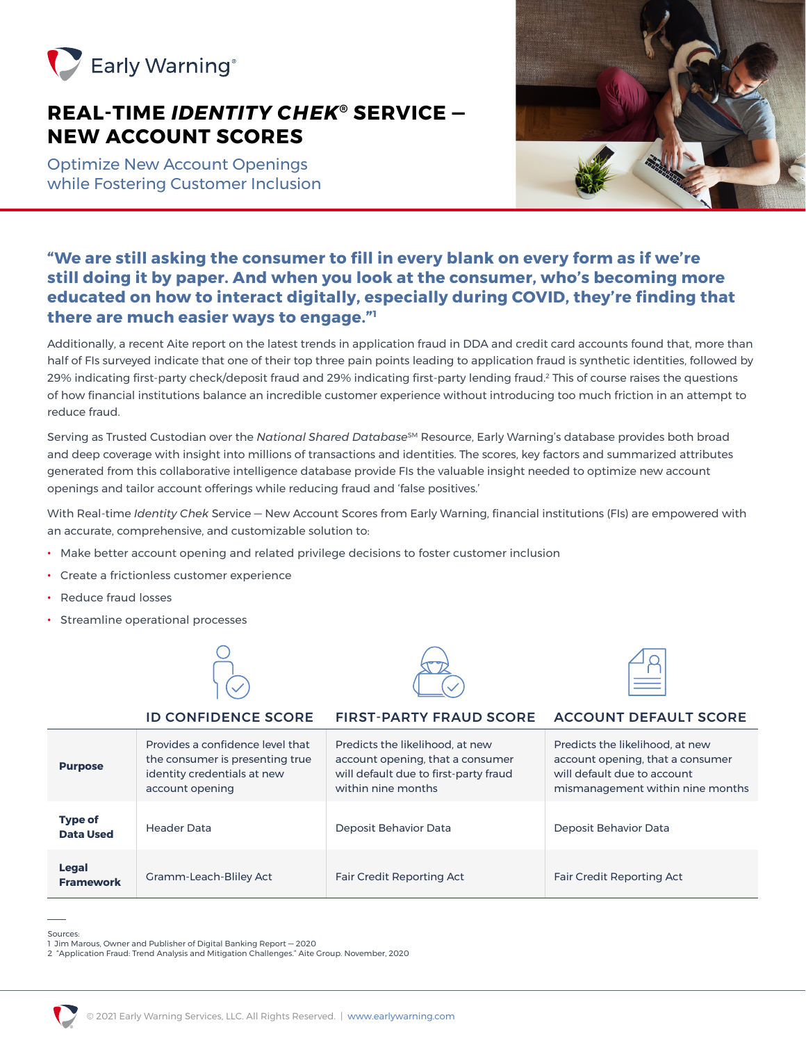Early Warning®

# REAL-TIME *IDENTITY CHEK*® SERVICE — NEW ACCOUNT SCORES

## Optimize New Account Openings while Fostering Customer Inclusion

**"We are still asking the consumer to fill in every blank on every form as if we're still doing it by paper. And when you look at the consumer, who's becoming more educated on how to interact digitally, especially during COVID, they're finding that there are much easier ways to engage."[1]**

Additionally, a recent Aite report on the latest trends in application fraud in DDA and credit card accounts found that, more than half of FIs surveyed indicate that one of their top three pain points leading to application fraud is synthetic identities, followed by 29% indicating first-party check/deposit fraud and 29% indicating first-party lending fraud.[2] This of course raises the questions of how financial institutions balance an incredible customer experience without introducing too much friction in an attempt to reduce fraud.

Serving as Trusted Custodian over the *National Shared Database*℠ Resource, Early Warning's database provides both broad and deep coverage with insight into millions of transactions and identities. The scores, key factors and summarized attributes generated from this collaborative intelligence database provide FIs the valuable insight needed to optimize new account openings and tailor account offerings while reducing fraud and 'false positives.'

With Real-time *Identity Chek* Service — New Account Scores from Early Warning, financial institutions (FIs) are empowered with an accurate, comprehensive, and customizable solution to:

- Make better account opening and related privilege decisions to foster customer inclusion
- Create a frictionless customer experience
- Reduce fraud losses
- Streamline operational processes

| | ID CONFIDENCE SCORE | FIRST-PARTY FRAUD SCORE | ACCOUNT DEFAULT SCORE |
|---|---|---|---|
| **Purpose** | Provides a confidence level that the consumer is presenting true identity credentials at new account opening | Predicts the likelihood, at new account opening, that a consumer will default due to first-party fraud within nine months | Predicts the likelihood, at new account opening, that a consumer will default due to account mismanagement within nine months |
| **Type of Data Used** | Header Data | Deposit Behavior Data | Deposit Behavior Data |
| **Legal Framework** | Gramm-Leach-Bliley Act | Fair Credit Reporting Act | Fair Credit Reporting Act |

Sources:
1 Jim Marous, Owner and Publisher of Digital Banking Report — 2020
2 "Application Fraud: Trend Analysis and Mitigation Challenges." Aite Group. November, 2020

© 2021 Early Warning Services, LLC. All Rights Reserved. | www.earlywarning.com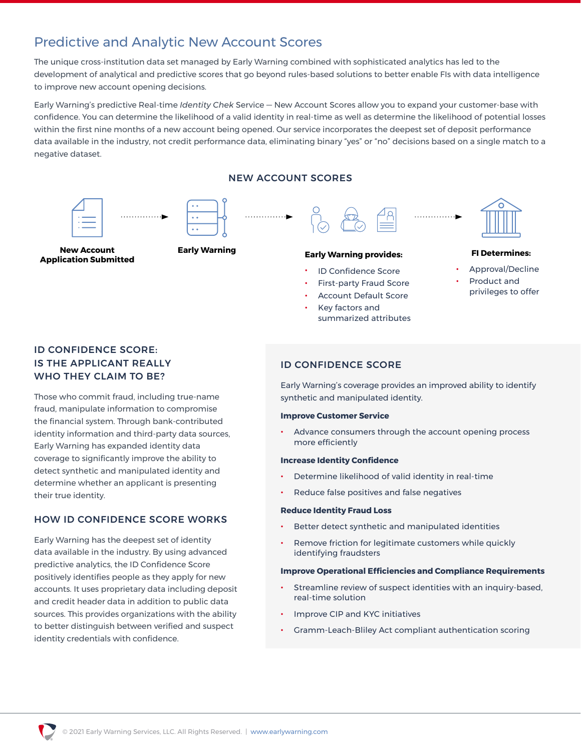# Predictive and Analytic New Account Scores

The unique cross-institution data set managed by Early Warning combined with sophisticated analytics has led to the development of analytical and predictive scores that go beyond rules-based solutions to better enable FIs with data intelligence to improve new account opening decisions.

Early Warning's predictive Real-time *Identity Chek* Service — New Account Scores allow you to expand your customer-base with confidence. You can determine the likelihood of a valid identity in real-time as well as determine the likelihood of potential losses within the first nine months of a new account being opened. Our service incorporates the deepest set of deposit performance data available in the industry, not credit performance data, eliminating binary "yes" or "no" decisions based on a single match to a negative dataset.

## NEW ACCOUNT SCORES

**New Account Application Submitted** → **Early Warning** → **Early Warning provides:**

- ID Confidence Score
- First-party Fraud Score
- Account Default Score
- Key factors and summarized attributes

→ **FI Determines:**

- Approval/Decline
- Product and privileges to offer

## ID CONFIDENCE SCORE: IS THE APPLICANT REALLY WHO THEY CLAIM TO BE?

Those who commit fraud, including true-name fraud, manipulate information to compromise the financial system. Through bank-contributed identity information and third-party data sources, Early Warning has expanded identity data coverage to significantly improve the ability to detect synthetic and manipulated identity and determine whether an applicant is presenting their true identity.

## HOW ID CONFIDENCE SCORE WORKS

Early Warning has the deepest set of identity data available in the industry. By using advanced predictive analytics, the ID Confidence Score positively identifies people as they apply for new accounts. It uses proprietary data including deposit and credit header data in addition to public data sources. This provides organizations with the ability to better distinguish between verified and suspect identity credentials with confidence.

## ID CONFIDENCE SCORE

Early Warning's coverage provides an improved ability to identify synthetic and manipulated identity.

**Improve Customer Service**

- Advance consumers through the account opening process more efficiently

**Increase Identity Confidence**

- Determine likelihood of valid identity in real-time
- Reduce false positives and false negatives

**Reduce Identity Fraud Loss**

- Better detect synthetic and manipulated identities
- Remove friction for legitimate customers while quickly identifying fraudsters

**Improve Operational Efficiencies and Compliance Requirements**

- Streamline review of suspect identities with an inquiry-based, real-time solution
- Improve CIP and KYC initiatives
- Gramm-Leach-Bliley Act compliant authentication scoring

© 2021 Early Warning Services, LLC. All Rights Reserved. | www.earlywarning.com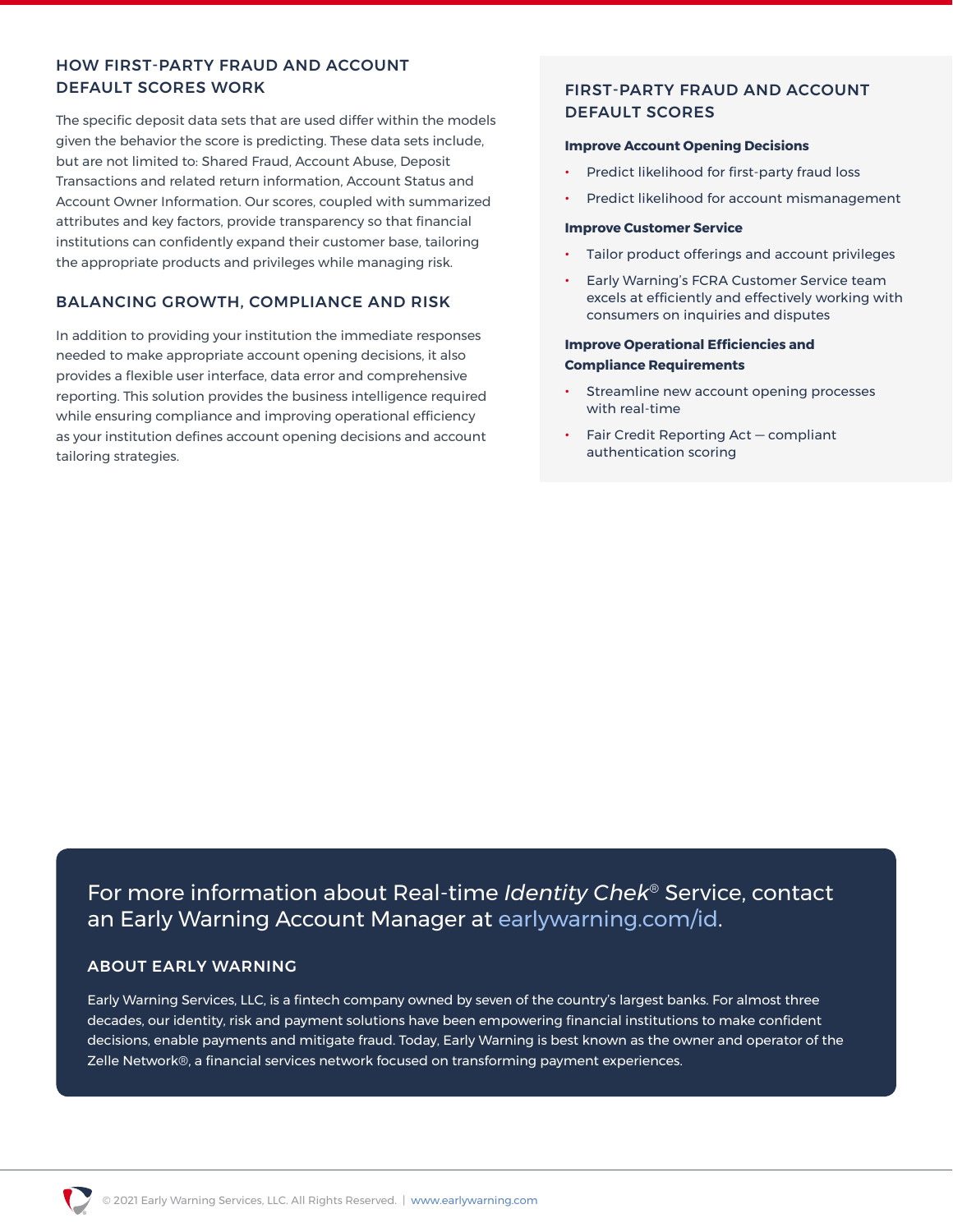## HOW FIRST-PARTY FRAUD AND ACCOUNT DEFAULT SCORES WORK

The specific deposit data sets that are used differ within the models given the behavior the score is predicting. These data sets include, but are not limited to: Shared Fraud, Account Abuse, Deposit Transactions and related return information, Account Status and Account Owner Information. Our scores, coupled with summarized attributes and key factors, provide transparency so that financial institutions can confidently expand their customer base, tailoring the appropriate products and privileges while managing risk.

## BALANCING GROWTH, COMPLIANCE AND RISK

In addition to providing your institution the immediate responses needed to make appropriate account opening decisions, it also provides a flexible user interface, data error and comprehensive reporting. This solution provides the business intelligence required while ensuring compliance and improving operational efficiency as your institution defines account opening decisions and account tailoring strategies.

## FIRST-PARTY FRAUD AND ACCOUNT DEFAULT SCORES

**Improve Account Opening Decisions**

- Predict likelihood for first-party fraud loss
- Predict likelihood for account mismanagement

**Improve Customer Service**

- Tailor product offerings and account privileges
- Early Warning's FCRA Customer Service team excels at efficiently and effectively working with consumers on inquiries and disputes

**Improve Operational Efficiencies and Compliance Requirements**

- Streamline new account opening processes with real-time
- Fair Credit Reporting Act — compliant authentication scoring

For more information about Real-time *Identity Chek*® Service, contact an Early Warning Account Manager at earlywarning.com/id.

### ABOUT EARLY WARNING

Early Warning Services, LLC, is a fintech company owned by seven of the country's largest banks. For almost three decades, our identity, risk and payment solutions have been empowering financial institutions to make confident decisions, enable payments and mitigate fraud. Today, Early Warning is best known as the owner and operator of the Zelle Network®, a financial services network focused on transforming payment experiences.

© 2021 Early Warning Services, LLC. All Rights Reserved. | www.earlywarning.com